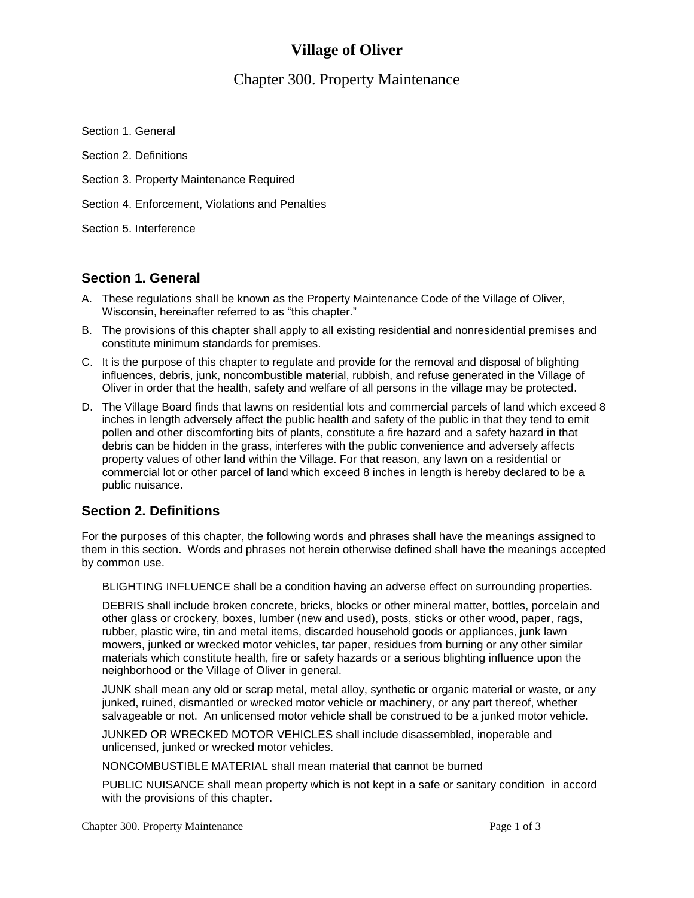# Village of Oliver

## Chapter 300. Property Maintenance

Section 1. General

Section 2. Definitions

Section 3. Property Maintenance Required

Section 4. Enforcement, Violations and Penalties

Section 5. Interference

### Section 1. General

A. These regulations shall be known as the Property Maintenance Code of the Village of Oliver, Wisconsin, hereinafter referred to as "this chapter."

B. The provisions of this chapter shall apply to all existing residential and nonresidential premises and constitute minimum standards for premises.

C. It is the purpose of this chapter to regulate and provide for the removal and disposal of blighting influences, debris, junk, noncombustible material, rubbish, and refuse generated in the Village of Oliver in order that the health, safety and welfare of all persons in the village may be protected.

D. The Village Board finds that lawns on residential lots and commercial parcels of land which exceed 8 inches in length adversely affect the public health and safety of the public in that they tend to emit pollen and other discomforting bits of plants, constitute a fire hazard and a safety hazard in that debris can be hidden in the grass, interferes with the public convenience and adversely affects property values of other land within the Village. For that reason, any lawn on a residential or commercial lot or other parcel of land which exceed 8 inches in length is hereby declared to be a public nuisance.

### Section 2. Definitions

For the purposes of this chapter, the following words and phrases shall have the meanings assigned to them in this section. Words and phrases not herein otherwise defined shall have the meanings accepted by common use.

BLIGHTING INFLUENCE shall be a condition having an adverse effect on surrounding properties.

DEBRIS shall include broken concrete, bricks, blocks or other mineral matter, bottles, porcelain and other glass or crockery, boxes, lumber (new and used), posts, sticks or other wood, paper, rags, rubber, plastic wire, tin and metal items, discarded household goods or appliances, junk lawn mowers, junked or wrecked motor vehicles, tar paper, residues from burning or any other similar materials which constitute health, fire or safety hazards or a serious blighting influence upon the neighborhood or the Village of Oliver in general.

JUNK shall mean any old or scrap metal, metal alloy, synthetic or organic material or waste, or any junked, ruined, dismantled or wrecked motor vehicle or machinery, or any part thereof, whether salvageable or not. An unlicensed motor vehicle shall be construed to be a junked motor vehicle.

JUNKED OR WRECKED MOTOR VEHICLES shall include disassembled, inoperable and unlicensed, junked or wrecked motor vehicles.

NONCOMBUSTIBLE MATERIAL shall mean material that cannot be burned

PUBLIC NUISANCE shall mean property which is not kept in a safe or sanitary condition in accord with the provisions of this chapter.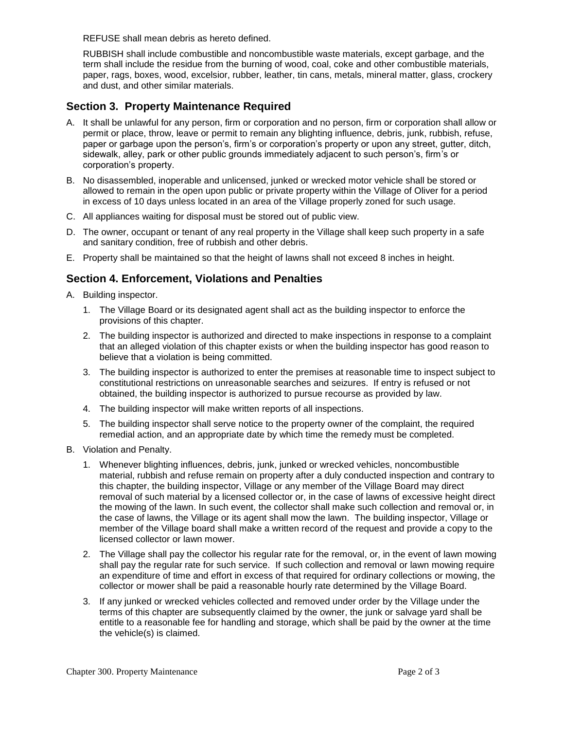REFUSE shall mean debris as hereto defined.

RUBBISH shall include combustible and noncombustible waste materials, except garbage, and the term shall include the residue from the burning of wood, coal, coke and other combustible materials, paper, rags, boxes, wood, excelsior, rubber, leather, tin cans, metals, mineral matter, glass, crockery and dust, and other similar materials.

## Section 3. Property Maintenance Required

A. It shall be unlawful for any person, firm or corporation and no person, firm or corporation shall allow or permit or place, throw, leave or permit to remain any blighting influence, debris, junk, rubbish, refuse, paper or garbage upon the person's, firm's or corporation's property or upon any street, gutter, ditch, sidewalk, alley, park or other public grounds immediately adjacent to such person's, firm's or corporation's property.

B. No disassembled, inoperable and unlicensed, junked or wrecked motor vehicle shall be stored or allowed to remain in the open upon public or private property within the Village of Oliver for a period in excess of 10 days unless located in an area of the Village properly zoned for such usage.

C. All appliances waiting for disposal must be stored out of public view.

D. The owner, occupant or tenant of any real property in the Village shall keep such property in a safe and sanitary condition, free of rubbish and other debris.

E. Property shall be maintained so that the height of lawns shall not exceed 8 inches in height.

## Section 4. Enforcement, Violations and Penalties

A. Building inspector.

1. The Village Board or its designated agent shall act as the building inspector to enforce the provisions of this chapter.
2. The building inspector is authorized and directed to make inspections in response to a complaint that an alleged violation of this chapter exists or when the building inspector has good reason to believe that a violation is being committed.
3. The building inspector is authorized to enter the premises at reasonable time to inspect subject to constitutional restrictions on unreasonable searches and seizures. If entry is refused or not obtained, the building inspector is authorized to pursue recourse as provided by law.
4. The building inspector will make written reports of all inspections.
5. The building inspector shall serve notice to the property owner of the complaint, the required remedial action, and an appropriate date by which time the remedy must be completed.

B. Violation and Penalty.

1. Whenever blighting influences, debris, junk, junked or wrecked vehicles, noncombustible material, rubbish and refuse remain on property after a duly conducted inspection and contrary to this chapter, the building inspector, Village or any member of the Village Board may direct removal of such material by a licensed collector or, in the case of lawns of excessive height direct the mowing of the lawn. In such event, the collector shall make such collection and removal or, in the case of lawns, the Village or its agent shall mow the lawn. The building inspector, Village or member of the Village board shall make a written record of the request and provide a copy to the licensed collector or lawn mower.
2. The Village shall pay the collector his regular rate for the removal, or, in the event of lawn mowing shall pay the regular rate for such service. If such collection and removal or lawn mowing require an expenditure of time and effort in excess of that required for ordinary collections or mowing, the collector or mower shall be paid a reasonable hourly rate determined by the Village Board.
3. If any junked or wrecked vehicles collected and removed under order by the Village under the terms of this chapter are subsequently claimed by the owner, the junk or salvage yard shall be entitle to a reasonable fee for handling and storage, which shall be paid by the owner at the time the vehicle(s) is claimed.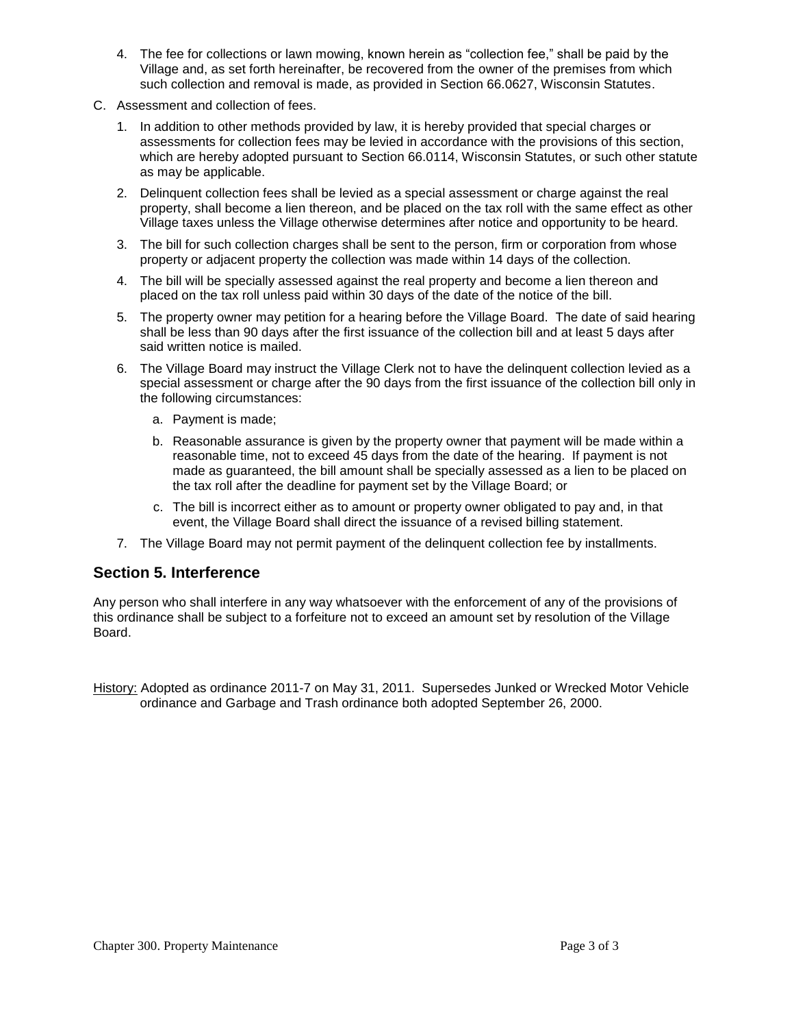4. The fee for collections or lawn mowing, known herein as "collection fee," shall be paid by the Village and, as set forth hereinafter, be recovered from the owner of the premises from which such collection and removal is made, as provided in Section 66.0627, Wisconsin Statutes.

C. Assessment and collection of fees.

   1. In addition to other methods provided by law, it is hereby provided that special charges or assessments for collection fees may be levied in accordance with the provisions of this section, which are hereby adopted pursuant to Section 66.0114, Wisconsin Statutes, or such other statute as may be applicable.

   2. Delinquent collection fees shall be levied as a special assessment or charge against the real property, shall become a lien thereon, and be placed on the tax roll with the same effect as other Village taxes unless the Village otherwise determines after notice and opportunity to be heard.

   3. The bill for such collection charges shall be sent to the person, firm or corporation from whose property or adjacent property the collection was made within 14 days of the collection.

   4. The bill will be specially assessed against the real property and become a lien thereon and placed on the tax roll unless paid within 30 days of the date of the notice of the bill.

   5. The property owner may petition for a hearing before the Village Board. The date of said hearing shall be less than 90 days after the first issuance of the collection bill and at least 5 days after said written notice is mailed.

   6. The Village Board may instruct the Village Clerk not to have the delinquent collection levied as a special assessment or charge after the 90 days from the first issuance of the collection bill only in the following circumstances:

      a. Payment is made;

      b. Reasonable assurance is given by the property owner that payment will be made within a reasonable time, not to exceed 45 days from the date of the hearing. If payment is not made as guaranteed, the bill amount shall be specially assessed as a lien to be placed on the tax roll after the deadline for payment set by the Village Board; or

      c. The bill is incorrect either as to amount or property owner obligated to pay and, in that event, the Village Board shall direct the issuance of a revised billing statement.

   7. The Village Board may not permit payment of the delinquent collection fee by installments.

## Section 5. Interference

Any person who shall interfere in any way whatsoever with the enforcement of any of the provisions of this ordinance shall be subject to a forfeiture not to exceed an amount set by resolution of the Village Board.

History: Adopted as ordinance 2011-7 on May 31, 2011. Supersedes Junked or Wrecked Motor Vehicle ordinance and Garbage and Trash ordinance both adopted September 26, 2000.